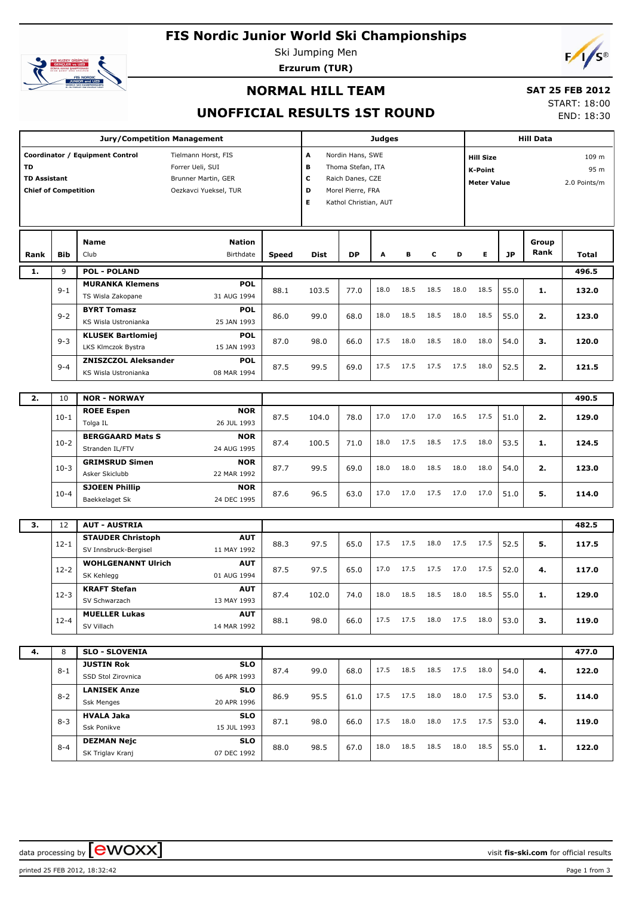# FIS Nordic Junior World Ski Championships

Ski Jumping Men

**Erzurum (TUR)**

## NORMAL HILL TEAM

## UNOFFICIAL RESULTS 1ST ROUND

**SAT 25 FEB 2012**

START: 18:00

END: 18:30

| Jury/Competition Management | |
|---|---|
| **Coordinator / Equipment Control** | Tielmann Horst, FIS |
| **TD** | Forrer Ueli, SUI |
| **TD Assistant** | Brunner Martin, GER |
| **Chief of Competition** | Oezkavci Yueksel, TUR |

| Judges | |
|---|---|
| **A** | Nordin Hans, SWE |
| **B** | Thoma Stefan, ITA |
| **C** | Raich Danes, CZE |
| **D** | Morel Pierre, FRA |
| **E** | Kathol Christian, AUT |

| Hill Data | |
|---|---|
| **Hill Size** | 109 m |
| **K-Point** | 95 m |
| **Meter Value** | 2.0 Points/m |

| Rank | Bib | Name / Club | Nation / Birthdate | Speed | Dist | DP | A | B | C | D | E | JP | Group Rank | Total |
|---|---|---|---|---|---|---|---|---|---|---|---|---|---|---|
| **1.** | 9 | **POL - POLAND** | | | | | | | | | | | | **496.5** |
| | 9-1 | **MURANKA Klemens** TS Wisla Zakopane | **POL** 31 AUG 1994 | 88.1 | 103.5 | 77.0 | 18.0 | 18.5 | 18.5 | 18.0 | 18.5 | 55.0 | **1.** | **132.0** |
| | 9-2 | **BYRT Tomasz** KS Wisla Ustronianka | **POL** 25 JAN 1993 | 86.0 | 99.0 | 68.0 | 18.0 | 18.5 | 18.5 | 18.0 | 18.5 | 55.0 | **2.** | **123.0** |
| | 9-3 | **KLUSEK Bartlomiej** LKS Klmczok Bystra | **POL** 15 JAN 1993 | 87.0 | 98.0 | 66.0 | 17.5 | 18.0 | 18.5 | 18.0 | 18.0 | 54.0 | **3.** | **120.0** |
| | 9-4 | **ZNISZCZOL Aleksander** KS Wisla Ustronianka | **POL** 08 MAR 1994 | 87.5 | 99.5 | 69.0 | 17.5 | 17.5 | 17.5 | 17.5 | 18.0 | 52.5 | **2.** | **121.5** |
| **2.** | 10 | **NOR - NORWAY** | | | | | | | | | | | | **490.5** |
| | 10-1 | **ROEE Espen** Tolga IL | **NOR** 26 JUL 1993 | 87.5 | 104.0 | 78.0 | 17.0 | 17.0 | 17.0 | 16.5 | 17.5 | 51.0 | **2.** | **129.0** |
| | 10-2 | **BERGGAARD Mats S** Stranden IL/FTV | **NOR** 24 AUG 1995 | 87.4 | 100.5 | 71.0 | 18.0 | 17.5 | 18.5 | 17.5 | 18.0 | 53.5 | **1.** | **124.5** |
| | 10-3 | **GRIMSRUD Simen** Asker Skiclubb | **NOR** 22 MAR 1992 | 87.7 | 99.5 | 69.0 | 18.0 | 18.0 | 18.5 | 18.0 | 18.0 | 54.0 | **2.** | **123.0** |
| | 10-4 | **SJOEEN Phillip** Baekkelaget Sk | **NOR** 24 DEC 1995 | 87.6 | 96.5 | 63.0 | 17.0 | 17.0 | 17.5 | 17.0 | 17.0 | 51.0 | **5.** | **114.0** |
| **3.** | 12 | **AUT - AUSTRIA** | | | | | | | | | | | | **482.5** |
| | 12-1 | **STAUDER Christoph** SV Innsbruck-Bergisel | **AUT** 11 MAY 1992 | 88.3 | 97.5 | 65.0 | 17.5 | 17.5 | 18.0 | 17.5 | 17.5 | 52.5 | **5.** | **117.5** |
| | 12-2 | **WOHLGENANNT Ulrich** SK Kehlegg | **AUT** 01 AUG 1994 | 87.5 | 97.5 | 65.0 | 17.0 | 17.5 | 17.5 | 17.0 | 17.5 | 52.0 | **4.** | **117.0** |
| | 12-3 | **KRAFT Stefan** SV Schwarzach | **AUT** 13 MAY 1993 | 87.4 | 102.0 | 74.0 | 18.0 | 18.5 | 18.5 | 18.0 | 18.5 | 55.0 | **1.** | **129.0** |
| | 12-4 | **MUELLER Lukas** SV Villach | **AUT** 14 MAR 1992 | 88.1 | 98.0 | 66.0 | 17.5 | 17.5 | 18.0 | 17.5 | 18.0 | 53.0 | **3.** | **119.0** |
| **4.** | 8 | **SLO - SLOVENIA** | | | | | | | | | | | | **477.0** |
| | 8-1 | **JUSTIN Rok** SSD Stol Zirovnica | **SLO** 06 APR 1993 | 87.4 | 99.0 | 68.0 | 17.5 | 18.5 | 18.5 | 17.5 | 18.0 | 54.0 | **4.** | **122.0** |
| | 8-2 | **LANISEK Anze** Ssk Menges | **SLO** 20 APR 1996 | 86.9 | 95.5 | 61.0 | 17.5 | 17.5 | 18.0 | 18.0 | 17.5 | 53.0 | **5.** | **114.0** |
| | 8-3 | **HVALA Jaka** Ssk Ponikve | **SLO** 15 JUL 1993 | 87.1 | 98.0 | 66.0 | 17.5 | 18.0 | 18.0 | 17.5 | 17.5 | 53.0 | **4.** | **119.0** |
| | 8-4 | **DEZMAN Nejc** SK Triglav Kranj | **SLO** 07 DEC 1992 | 88.0 | 98.5 | 67.0 | 18.0 | 18.5 | 18.5 | 18.0 | 18.5 | 55.0 | **1.** | **122.0** |

data processing by ewoxx — visit **fis-ski.com** for official results

printed 25 FEB 2012, 18:32:42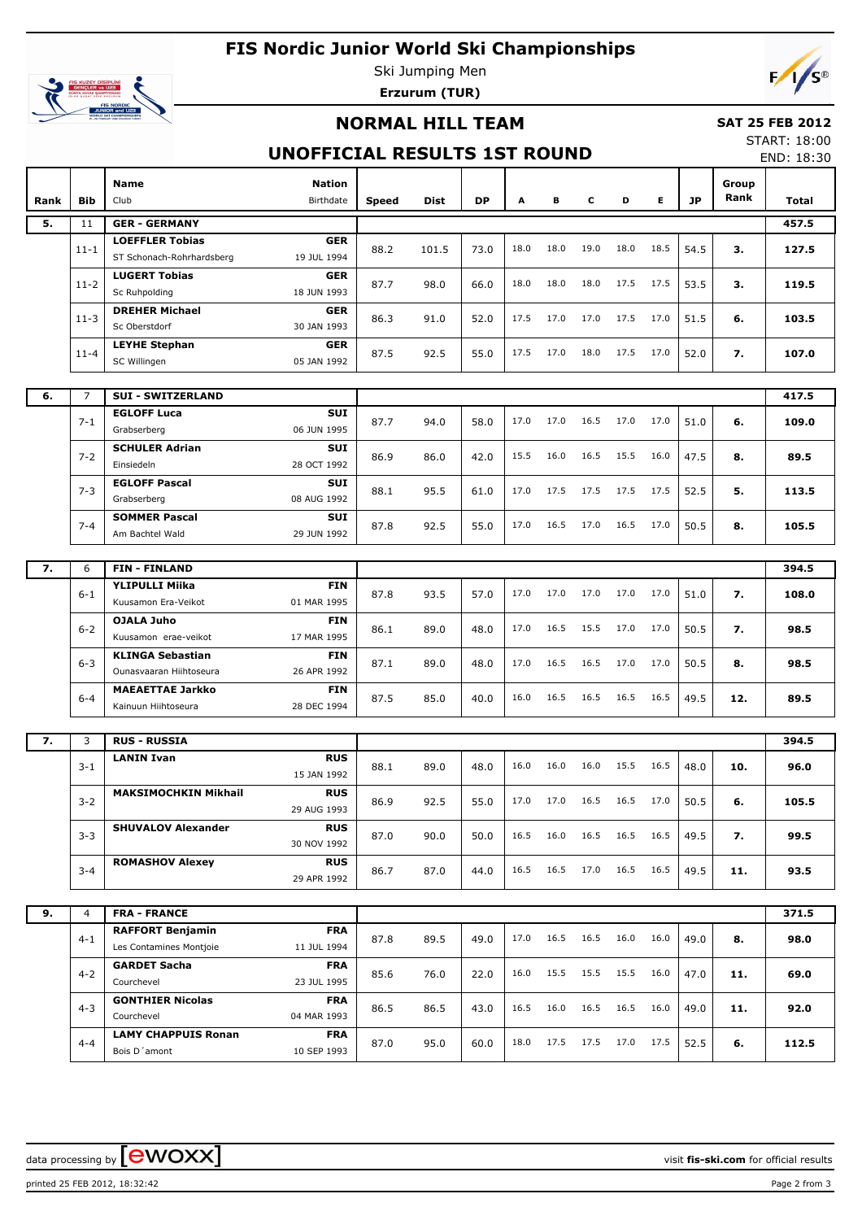# FIS Nordic Junior World Ski Championships

Ski Jumping Men

**Erzurum (TUR)**

## NORMAL HILL TEAM

**SAT 25 FEB 2012**

START: 18:00
END: 18:30

## UNOFFICIAL RESULTS 1ST ROUND

| Rank | Bib | Name / Club | Nation / Birthdate | Speed | Dist | DP | A | B | C | D | E | JP | Group Rank | Total |
|---|---|---|---|---|---|---|---|---|---|---|---|---|---|---|
| **5.** | 11 | **GER - GERMANY** | | | | | | | | | | | | **457.5** |
| | 11-1 | **LOEFFLER Tobias** / ST Schonach-Rohrhardsberg | **GER** / 19 JUL 1994 | 88.2 | 101.5 | 73.0 | 18.0 | 18.0 | 19.0 | 18.0 | 18.5 | 54.5 | **3.** | **127.5** |
| | 11-2 | **LUGERT Tobias** / Sc Ruhpolding | **GER** / 18 JUN 1993 | 87.7 | 98.0 | 66.0 | 18.0 | 18.0 | 18.0 | 17.5 | 17.5 | 53.5 | **3.** | **119.5** |
| | 11-3 | **DREHER Michael** / Sc Oberstdorf | **GER** / 30 JAN 1993 | 86.3 | 91.0 | 52.0 | 17.5 | 17.0 | 17.0 | 17.5 | 17.0 | 51.5 | **6.** | **103.5** |
| | 11-4 | **LEYHE Stephan** / SC Willingen | **GER** / 05 JAN 1992 | 87.5 | 92.5 | 55.0 | 17.5 | 17.0 | 18.0 | 17.5 | 17.0 | 52.0 | **7.** | **107.0** |
| **6.** | 7 | **SUI - SWITZERLAND** | | | | | | | | | | | | **417.5** |
| | 7-1 | **EGLOFF Luca** / Grabserberg | **SUI** / 06 JUN 1995 | 87.7 | 94.0 | 58.0 | 17.0 | 17.0 | 16.5 | 17.0 | 17.0 | 51.0 | **6.** | **109.0** |
| | 7-2 | **SCHULER Adrian** / Einsiedeln | **SUI** / 28 OCT 1992 | 86.9 | 86.0 | 42.0 | 15.5 | 16.0 | 16.5 | 15.5 | 16.0 | 47.5 | **8.** | **89.5** |
| | 7-3 | **EGLOFF Pascal** / Grabserberg | **SUI** / 08 AUG 1992 | 88.1 | 95.5 | 61.0 | 17.0 | 17.5 | 17.5 | 17.5 | 17.5 | 52.5 | **5.** | **113.5** |
| | 7-4 | **SOMMER Pascal** / Am Bachtel Wald | **SUI** / 29 JUN 1992 | 87.8 | 92.5 | 55.0 | 17.0 | 16.5 | 17.0 | 16.5 | 17.0 | 50.5 | **8.** | **105.5** |
| **7.** | 6 | **FIN - FINLAND** | | | | | | | | | | | | **394.5** |
| | 6-1 | **YLIPULLI Miika** / Kuusamon Era-Veikot | **FIN** / 01 MAR 1995 | 87.8 | 93.5 | 57.0 | 17.0 | 17.0 | 17.0 | 17.0 | 17.0 | 51.0 | **7.** | **108.0** |
| | 6-2 | **OJALA Juho** / Kuusamon erae-veikot | **FIN** / 17 MAR 1995 | 86.1 | 89.0 | 48.0 | 17.0 | 16.5 | 15.5 | 17.0 | 17.0 | 50.5 | **7.** | **98.5** |
| | 6-3 | **KLINGA Sebastian** / Ounasvaaran Hiihtoseura | **FIN** / 26 APR 1992 | 87.1 | 89.0 | 48.0 | 17.0 | 16.5 | 16.5 | 17.0 | 17.0 | 50.5 | **8.** | **98.5** |
| | 6-4 | **MAEAETTAE Jarkko** / Kainuun Hiihtoseura | **FIN** / 28 DEC 1994 | 87.5 | 85.0 | 40.0 | 16.0 | 16.5 | 16.5 | 16.5 | 16.5 | 49.5 | **12.** | **89.5** |
| **7.** | 3 | **RUS - RUSSIA** | | | | | | | | | | | | **394.5** |
| | 3-1 | **LANIN Ivan** | **RUS** / 15 JAN 1992 | 88.1 | 89.0 | 48.0 | 16.0 | 16.0 | 16.0 | 15.5 | 16.5 | 48.0 | **10.** | **96.0** |
| | 3-2 | **MAKSIMOCHKIN Mikhail** | **RUS** / 29 AUG 1993 | 86.9 | 92.5 | 55.0 | 17.0 | 17.0 | 16.5 | 16.5 | 17.0 | 50.5 | **6.** | **105.5** |
| | 3-3 | **SHUVALOV Alexander** | **RUS** / 30 NOV 1992 | 87.0 | 90.0 | 50.0 | 16.5 | 16.0 | 16.5 | 16.5 | 16.5 | 49.5 | **7.** | **99.5** |
| | 3-4 | **ROMASHOV Alexey** | **RUS** / 29 APR 1992 | 86.7 | 87.0 | 44.0 | 16.5 | 16.5 | 17.0 | 16.5 | 16.5 | 49.5 | **11.** | **93.5** |
| **9.** | 4 | **FRA - FRANCE** | | | | | | | | | | | | **371.5** |
| | 4-1 | **RAFFORT Benjamin** / Les Contamines Montjoie | **FRA** / 11 JUL 1994 | 87.8 | 89.5 | 49.0 | 17.0 | 16.5 | 16.5 | 16.0 | 16.0 | 49.0 | **8.** | **98.0** |
| | 4-2 | **GARDET Sacha** / Courchevel | **FRA** / 23 JUL 1995 | 85.6 | 76.0 | 22.0 | 16.0 | 15.5 | 15.5 | 15.5 | 16.0 | 47.0 | **11.** | **69.0** |
| | 4-3 | **GONTHIER Nicolas** / Courchevel | **FRA** / 04 MAR 1993 | 86.5 | 86.5 | 43.0 | 16.5 | 16.0 | 16.5 | 16.5 | 16.0 | 49.0 | **11.** | **92.0** |
| | 4-4 | **LAMY CHAPPUIS Ronan** / Bois D´amont | **FRA** / 10 SEP 1993 | 87.0 | 95.0 | 60.0 | 18.0 | 17.5 | 17.5 | 17.0 | 17.5 | 52.5 | **6.** | **112.5** |

data processing by ewoxx — visit **fis-ski.com** for official results

printed 25 FEB 2012, 18:32:42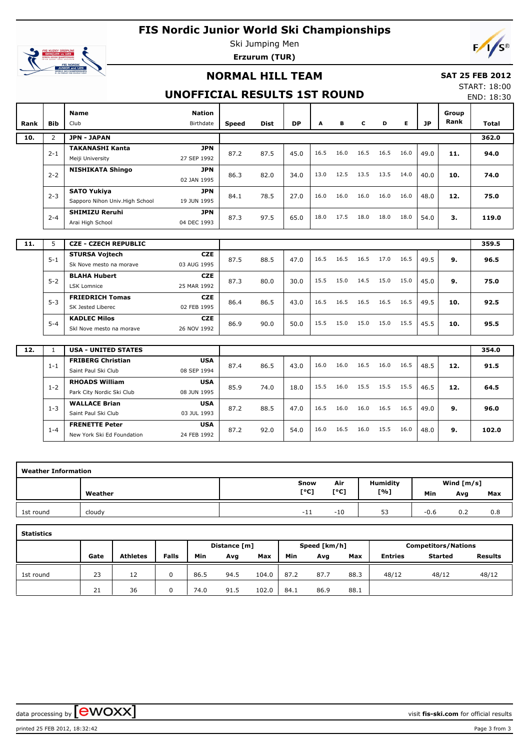# FIS Nordic Junior World Ski Championships

Ski Jumping Men

**Erzurum (TUR)**

## NORMAL HILL TEAM

**SAT 25 FEB 2012**

START: 18:00

END: 18:30

## UNOFFICIAL RESULTS 1ST ROUND

| Rank | Bib | Name / Club | Nation / Birthdate | Speed | Dist | DP | A | B | C | D | E | JP | Group Rank | Total |
|---|---|---|---|---|---|---|---|---|---|---|---|---|---|---|
| 10. | 2 | **JPN - JAPAN** | | | | | | | | | | | | **362.0** |
| | 2-1 | **TAKANASHI Kanta** / Meiji University | **JPN** / 27 SEP 1992 | 87.2 | 87.5 | 45.0 | 16.5 | 16.0 | 16.5 | 16.5 | 16.0 | 49.0 | **11.** | **94.0** |
| | 2-2 | **NISHIKATA Shingo** | **JPN** / 02 JAN 1995 | 86.3 | 82.0 | 34.0 | 13.0 | 12.5 | 13.5 | 13.5 | 14.0 | 40.0 | **10.** | **74.0** |
| | 2-3 | **SATO Yukiya** / Sapporo Nihon Univ.High School | **JPN** / 19 JUN 1995 | 84.1 | 78.5 | 27.0 | 16.0 | 16.0 | 16.0 | 16.0 | 16.0 | 48.0 | **12.** | **75.0** |
| | 2-4 | **SHIMIZU Reruhi** / Arai High School | **JPN** / 04 DEC 1993 | 87.3 | 97.5 | 65.0 | 18.0 | 17.5 | 18.0 | 18.0 | 18.0 | 54.0 | **3.** | **119.0** |
| 11. | 5 | **CZE - CZECH REPUBLIC** | | | | | | | | | | | | **359.5** |
| | 5-1 | **STURSA Vojtech** / Sk Nove mesto na morave | **CZE** / 03 AUG 1995 | 87.5 | 88.5 | 47.0 | 16.5 | 16.5 | 16.5 | 17.0 | 16.5 | 49.5 | **9.** | **96.5** |
| | 5-2 | **BLAHA Hubert** / LSK Lomnice | **CZE** / 25 MAR 1992 | 87.3 | 80.0 | 30.0 | 15.5 | 15.0 | 14.5 | 15.0 | 15.0 | 45.0 | **9.** | **75.0** |
| | 5-3 | **FRIEDRICH Tomas** / SK Jested Liberec | **CZE** / 02 FEB 1995 | 86.4 | 86.5 | 43.0 | 16.5 | 16.5 | 16.5 | 16.5 | 16.5 | 49.5 | **10.** | **92.5** |
| | 5-4 | **KADLEC Milos** / Skl Nove mesto na morave | **CZE** / 26 NOV 1992 | 86.9 | 90.0 | 50.0 | 15.5 | 15.0 | 15.0 | 15.0 | 15.5 | 45.5 | **10.** | **95.5** |
| 12. | 1 | **USA - UNITED STATES** | | | | | | | | | | | | **354.0** |
| | 1-1 | **FRIBERG Christian** / Saint Paul Ski Club | **USA** / 08 SEP 1994 | 87.4 | 86.5 | 43.0 | 16.0 | 16.0 | 16.5 | 16.0 | 16.5 | 48.5 | **12.** | **91.5** |
| | 1-2 | **RHOADS William** / Park City Nordic Ski Club | **USA** / 08 JUN 1995 | 85.9 | 74.0 | 18.0 | 15.5 | 16.0 | 15.5 | 15.5 | 15.5 | 46.5 | **12.** | **64.5** |
| | 1-3 | **WALLACE Brian** / Saint Paul Ski Club | **USA** / 03 JUL 1993 | 87.2 | 88.5 | 47.0 | 16.5 | 16.0 | 16.0 | 16.5 | 16.5 | 49.0 | **9.** | **96.0** |
| | 1-4 | **FRENETTE Peter** / New York Ski Ed Foundation | **USA** / 24 FEB 1992 | 87.2 | 92.0 | 54.0 | 16.0 | 16.5 | 16.0 | 15.5 | 16.0 | 48.0 | **9.** | **102.0** |

**Weather Information**

| | Weather | Snow [°C] | Air [°C] | Humidity [%] | Wind [m/s] Min | Avg | Max |
|---|---|---|---|---|---|---|---|
| 1st round | cloudy | -11 | -10 | 53 | -0.6 | 0.2 | 0.8 |

**Statistics**

| | Gate | Athletes | Falls | Distance [m] Min | Avg | Max | Speed [km/h] Min | Avg | Max | Competitors/Nations Entries | Started | Results |
|---|---|---|---|---|---|---|---|---|---|---|---|---|
| 1st round | 23 | 12 | 0 | 86.5 | 94.5 | 104.0 | 87.2 | 87.7 | 88.3 | 48/12 | 48/12 | 48/12 |
| | 21 | 36 | 0 | 74.0 | 91.5 | 102.0 | 84.1 | 86.9 | 88.1 | | | |

data processing by ewoxx — visit **fis-ski.com** for official results

printed 25 FEB 2012, 18:32:42